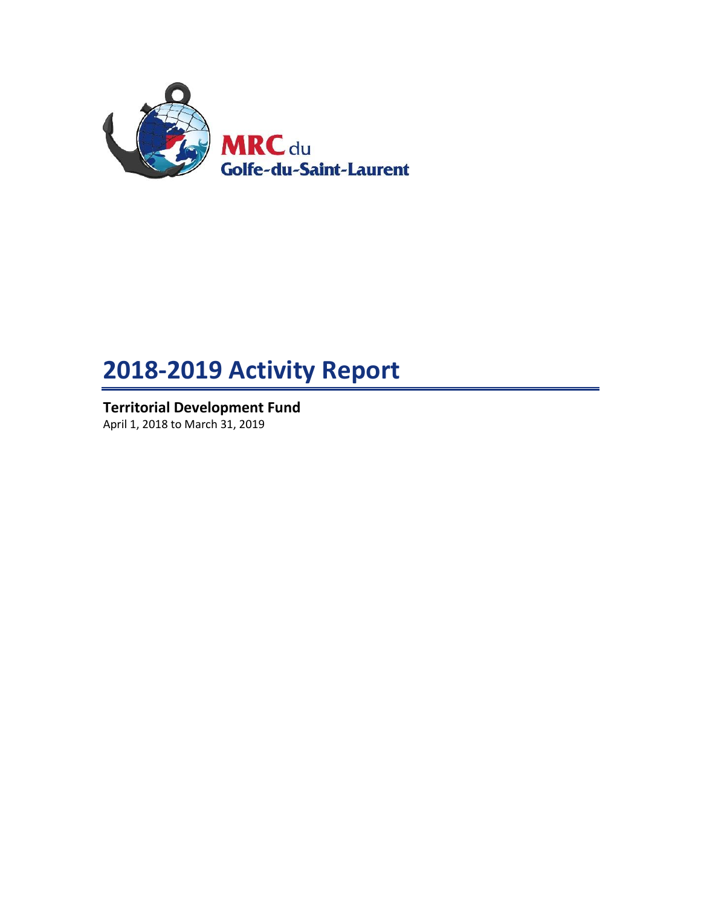MRC du
Golfe-du-Saint-Laurent

# 2018-2019 Activity Report

## Territorial Development Fund

April 1, 2018 to March 31, 2019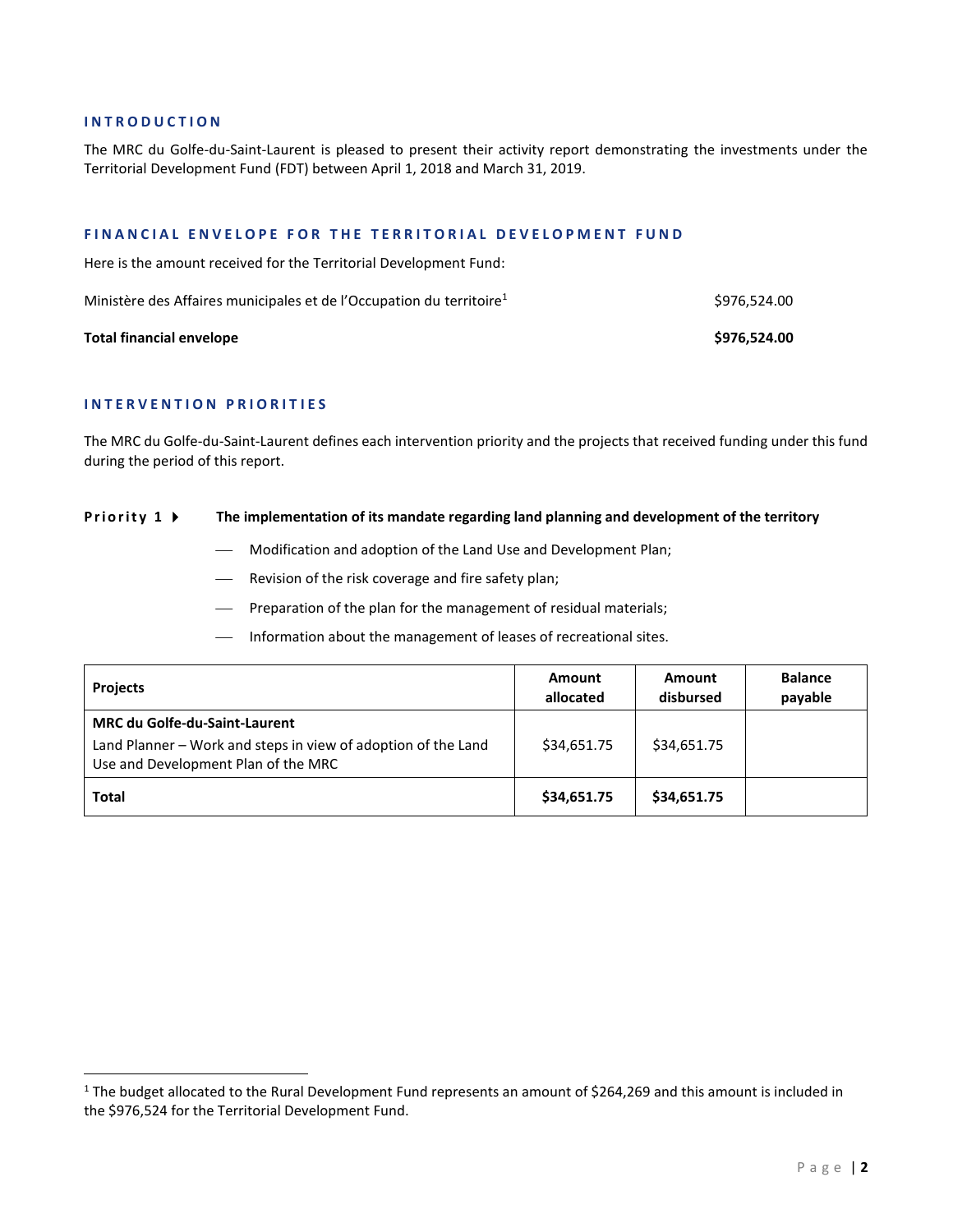## INTRODUCTION

The MRC du Golfe-du-Saint-Laurent is pleased to present their activity report demonstrating the investments under the Territorial Development Fund (FDT) between April 1, 2018 and March 31, 2019.

## FINANCIAL ENVELOPE FOR THE TERRITORIAL DEVELOPMENT FUND

Here is the amount received for the Territorial Development Fund:

| | |
|---|---|
| Ministère des Affaires municipales et de l'Occupation du territoire[1] | $976,524.00 |
| **Total financial envelope** | **$976,524.00** |

## INTERVENTION PRIORITIES

The MRC du Golfe-du-Saint-Laurent defines each intervention priority and the projects that received funding under this fund during the period of this report.

### Priority 1 ▸ The implementation of its mandate regarding land planning and development of the territory

- Modification and adoption of the Land Use and Development Plan;
- Revision of the risk coverage and fire safety plan;
- Preparation of the plan for the management of residual materials;
- Information about the management of leases of recreational sites.

| Projects | Amount allocated | Amount disbursed | Balance payable |
|---|---|---|---|
| **MRC du Golfe-du-Saint-Laurent**<br>Land Planner – Work and steps in view of adoption of the Land Use and Development Plan of the MRC | $34,651.75 | $34,651.75 | |
| **Total** | **$34,651.75** | **$34,651.75** | |

[1] The budget allocated to the Rural Development Fund represents an amount of $264,269 and this amount is included in the $976,524 for the Territorial Development Fund.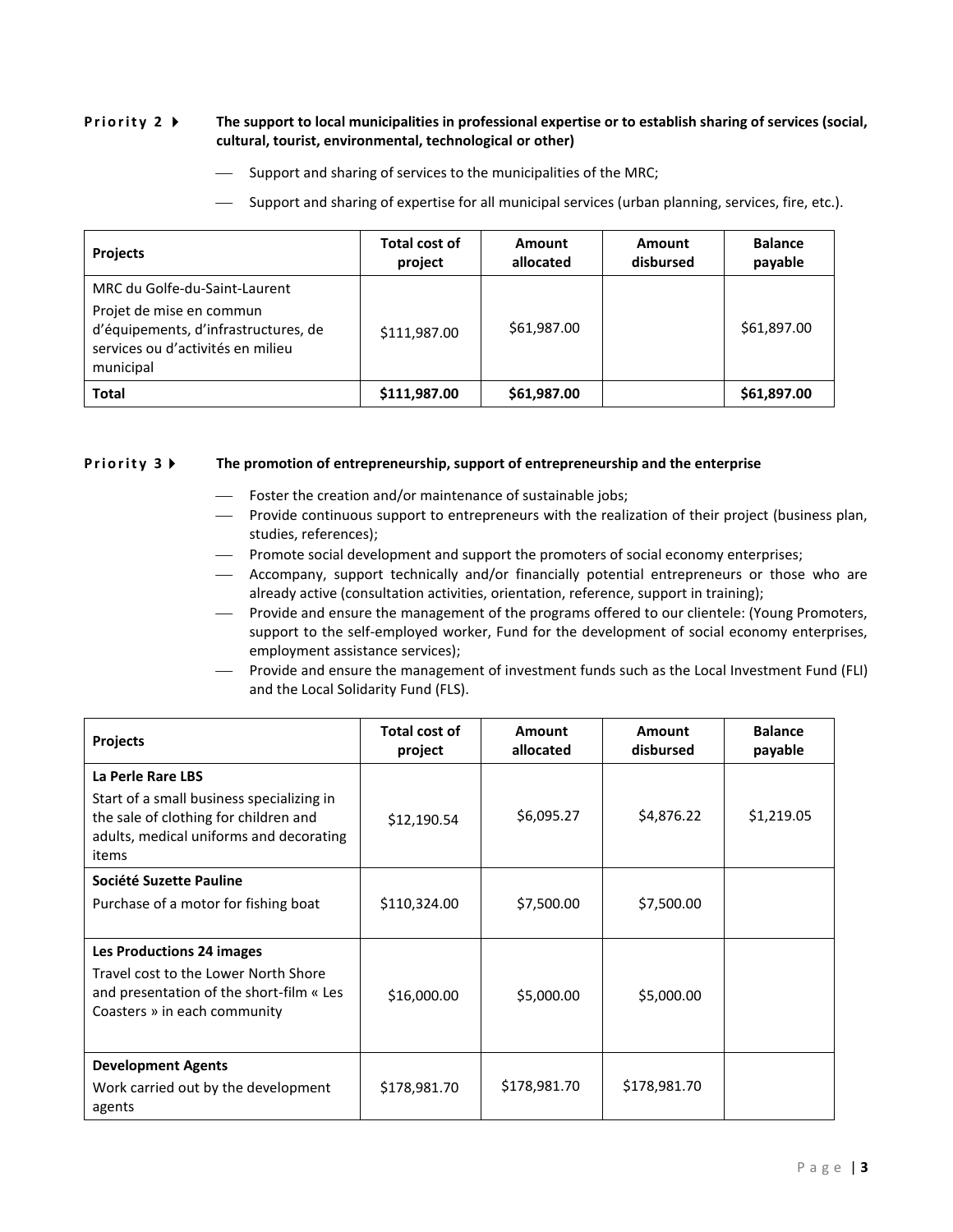**Priority 2 ▸ The support to local municipalities in professional expertise or to establish sharing of services (social, cultural, tourist, environmental, technological or other)**

- Support and sharing of services to the municipalities of the MRC;
- Support and sharing of expertise for all municipal services (urban planning, services, fire, etc.).

| Projects | Total cost of project | Amount allocated | Amount disbursed | Balance payable |
|---|---|---|---|---|
| MRC du Golfe-du-Saint-Laurent<br>Projet de mise en commun d'équipements, d'infrastructures, de services ou d'activités en milieu municipal | $111,987.00 | $61,987.00 | | $61,897.00 |
| **Total** | **$111,987.00** | **$61,987.00** | | **$61,897.00** |

**Priority 3 ▸ The promotion of entrepreneurship, support of entrepreneurship and the enterprise**

- Foster the creation and/or maintenance of sustainable jobs;
- Provide continuous support to entrepreneurs with the realization of their project (business plan, studies, references);
- Promote social development and support the promoters of social economy enterprises;
- Accompany, support technically and/or financially potential entrepreneurs or those who are already active (consultation activities, orientation, reference, support in training);
- Provide and ensure the management of the programs offered to our clientele: (Young Promoters, support to the self-employed worker, Fund for the development of social economy enterprises, employment assistance services);
- Provide and ensure the management of investment funds such as the Local Investment Fund (FLI) and the Local Solidarity Fund (FLS).

| Projects | Total cost of project | Amount allocated | Amount disbursed | Balance payable |
|---|---|---|---|---|
| **La Perle Rare LBS**<br>Start of a small business specializing in the sale of clothing for children and adults, medical uniforms and decorating items | $12,190.54 | $6,095.27 | $4,876.22 | $1,219.05 |
| **Société Suzette Pauline**<br>Purchase of a motor for fishing boat | $110,324.00 | $7,500.00 | $7,500.00 | |
| **Les Productions 24 images**<br>Travel cost to the Lower North Shore and presentation of the short-film « Les Coasters » in each community | $16,000.00 | $5,000.00 | $5,000.00 | |
| **Development Agents**<br>Work carried out by the development agents | $178,981.70 | $178,981.70 | $178,981.70 | |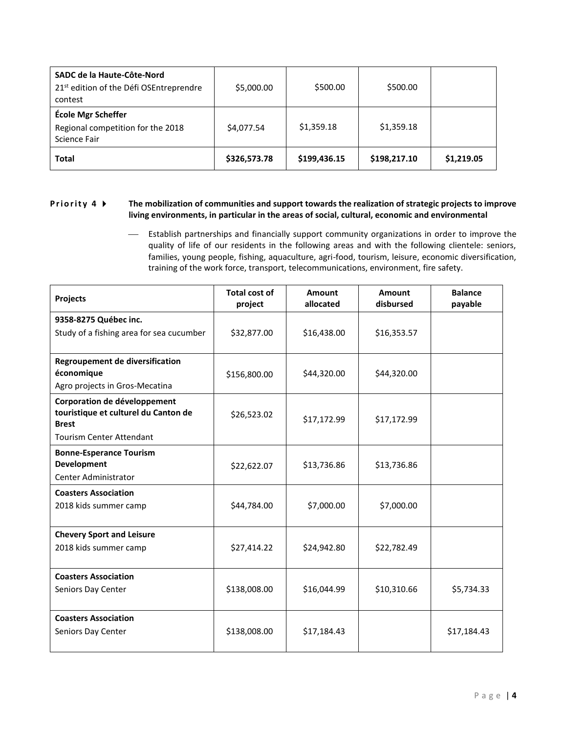| | | | | |
|---|---|---|---|---|
| **SADC de la Haute-Côte-Nord**<br>21st edition of the Défi OSEntreprendre contest | $5,000.00 | $500.00 | $500.00 | |
| **École Mgr Scheffer**<br>Regional competition for the 2018 Science Fair | $4,077.54 | $1,359.18 | $1,359.18 | |
| **Total** | **$326,573.78** | **$199,436.15** | **$198,217.10** | **$1,219.05** |

**Priority 4 ▸** **The mobilization of communities and support towards the realization of strategic projects to improve living environments, in particular in the areas of social, cultural, economic and environmental**

- Establish partnerships and financially support community organizations in order to improve the quality of life of our residents in the following areas and with the following clientele: seniors, families, young people, fishing, aquaculture, agri-food, tourism, leisure, economic diversification, training of the work force, transport, telecommunications, environment, fire safety.

| Projects | Total cost of project | Amount allocated | Amount disbursed | Balance payable |
|---|---|---|---|---|
| **9358-8275 Québec inc.**<br>Study of a fishing area for sea cucumber | $32,877.00 | $16,438.00 | $16,353.57 | |
| **Regroupement de diversification économique**<br>Agro projects in Gros-Mecatina | $156,800.00 | $44,320.00 | $44,320.00 | |
| **Corporation de développement touristique et culturel du Canton de Brest**<br>Tourism Center Attendant | $26,523.02 | $17,172.99 | $17,172.99 | |
| **Bonne-Esperance Tourism Development**<br>Center Administrator | $22,622.07 | $13,736.86 | $13,736.86 | |
| **Coasters Association**<br>2018 kids summer camp | $44,784.00 | $7,000.00 | $7,000.00 | |
| **Chevery Sport and Leisure**<br>2018 kids summer camp | $27,414.22 | $24,942.80 | $22,782.49 | |
| **Coasters Association**<br>Seniors Day Center | $138,008.00 | $16,044.99 | $10,310.66 | $5,734.33 |
| **Coasters Association**<br>Seniors Day Center | $138,008.00 | $17,184.43 | | $17,184.43 |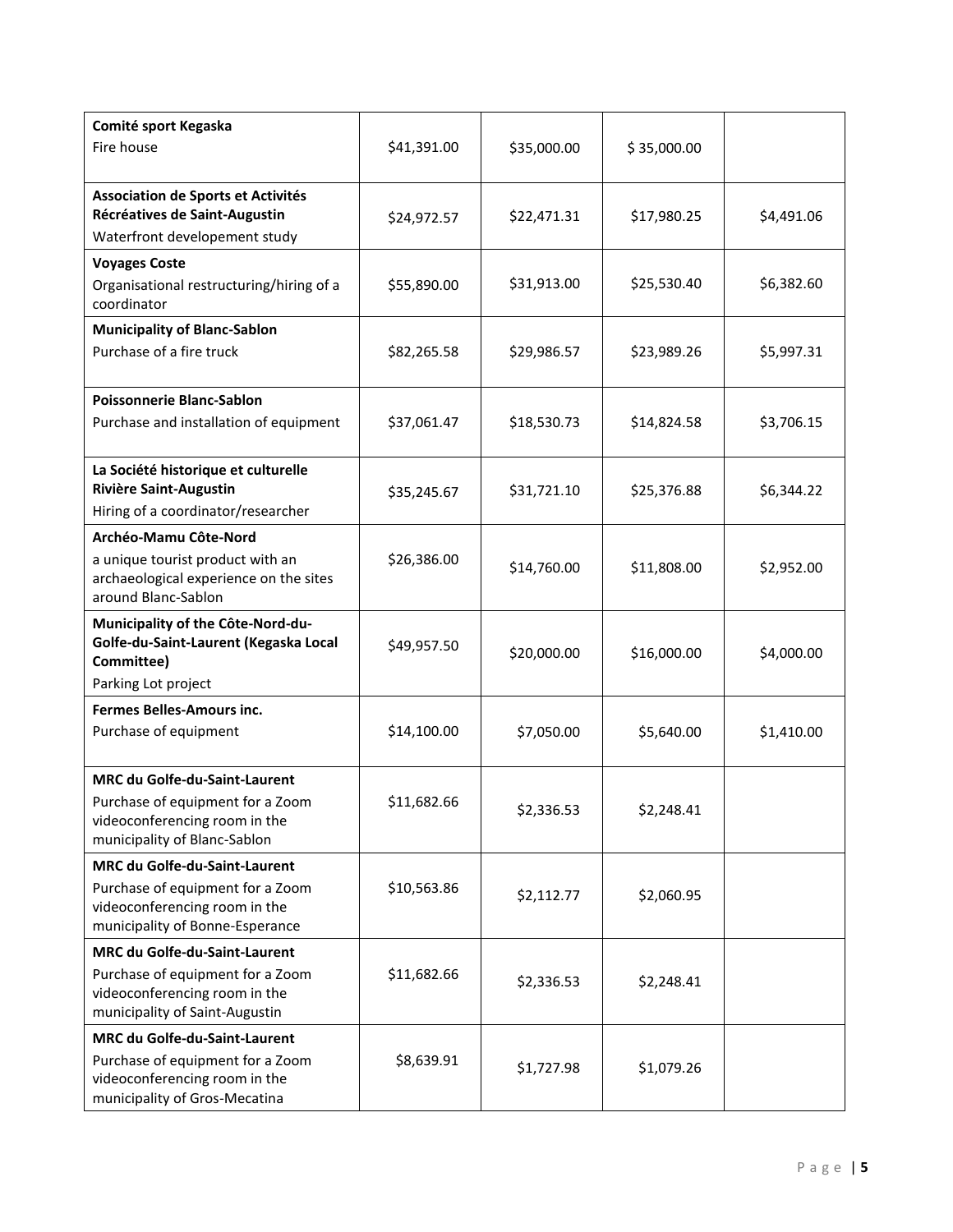|  |  |  |  |  |
|---|---|---|---|---|
| **Comité sport Kegaska**<br>Fire house | $41,391.00 | $35,000.00 | $ 35,000.00 |  |
| **Association de Sports et Activités Récréatives de Saint-Augustin**<br>Waterfront developement study | $24,972.57 | $22,471.31 | $17,980.25 | $4,491.06 |
| **Voyages Coste**<br>Organisational restructuring/hiring of a coordinator | $55,890.00 | $31,913.00 | $25,530.40 | $6,382.60 |
| **Municipality of Blanc-Sablon**<br>Purchase of a fire truck | $82,265.58 | $29,986.57 | $23,989.26 | $5,997.31 |
| **Poissonnerie Blanc-Sablon**<br>Purchase and installation of equipment | $37,061.47 | $18,530.73 | $14,824.58 | $3,706.15 |
| **La Société historique et culturelle Rivière Saint-Augustin**<br>Hiring of a coordinator/researcher | $35,245.67 | $31,721.10 | $25,376.88 | $6,344.22 |
| **Archéo-Mamu Côte-Nord**<br>a unique tourist product with an archaeological experience on the sites around Blanc-Sablon | $26,386.00 | $14,760.00 | $11,808.00 | $2,952.00 |
| **Municipality of the Côte-Nord-du-Golfe-du-Saint-Laurent (Kegaska Local Committee)**<br>Parking Lot project | $49,957.50 | $20,000.00 | $16,000.00 | $4,000.00 |
| **Fermes Belles-Amours inc.**<br>Purchase of equipment | $14,100.00 | $7,050.00 | $5,640.00 | $1,410.00 |
| **MRC du Golfe-du-Saint-Laurent**<br>Purchase of equipment for a Zoom videoconferencing room in the municipality of Blanc-Sablon | $11,682.66 | $2,336.53 | $2,248.41 |  |
| **MRC du Golfe-du-Saint-Laurent**<br>Purchase of equipment for a Zoom videoconferencing room in the municipality of Bonne-Esperance | $10,563.86 | $2,112.77 | $2,060.95 |  |
| **MRC du Golfe-du-Saint-Laurent**<br>Purchase of equipment for a Zoom videoconferencing room in the municipality of Saint-Augustin | $11,682.66 | $2,336.53 | $2,248.41 |  |
| **MRC du Golfe-du-Saint-Laurent**<br>Purchase of equipment for a Zoom videoconferencing room in the municipality of Gros-Mecatina | $8,639.91 | $1,727.98 | $1,079.26 |  |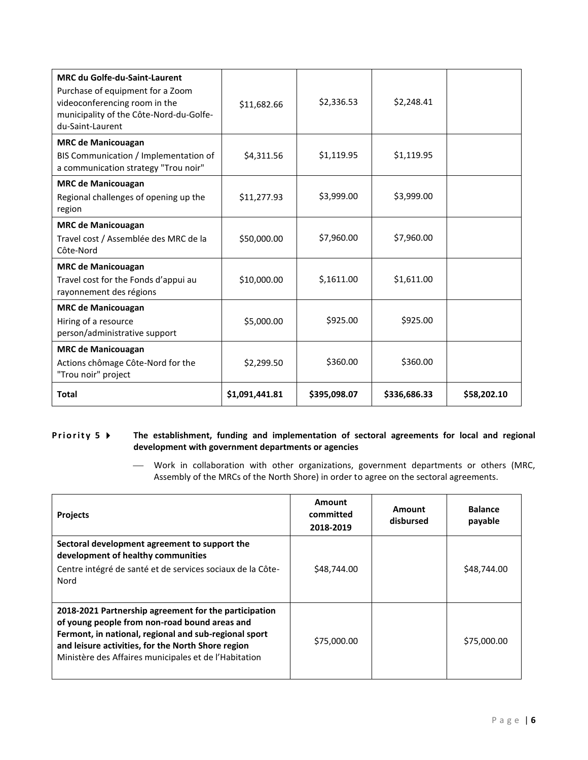| | | | | |
|---|---|---|---|---|
| **MRC du Golfe-du-Saint-Laurent**<br>Purchase of equipment for a Zoom videoconferencing room in the municipality of the Côte-Nord-du-Golfe-du-Saint-Laurent | $11,682.66 | $2,336.53 | $2,248.41 | |
| **MRC de Manicouagan**<br>BIS Communication / Implementation of a communication strategy "Trou noir" | $4,311.56 | $1,119.95 | $1,119.95 | |
| **MRC de Manicouagan**<br>Regional challenges of opening up the region | $11,277.93 | $3,999.00 | $3,999.00 | |
| **MRC de Manicouagan**<br>Travel cost / Assemblée des MRC de la Côte-Nord | $50,000.00 | $7,960.00 | $7,960.00 | |
| **MRC de Manicouagan**<br>Travel cost for the Fonds d'appui au rayonnement des régions | $10,000.00 | $,1611.00 | $1,611.00 | |
| **MRC de Manicouagan**<br>Hiring of a resource person/administrative support | $5,000.00 | $925.00 | $925.00 | |
| **MRC de Manicouagan**<br>Actions chômage Côte-Nord for the "Trou noir" project | $2,299.50 | $360.00 | $360.00 | |
| **Total** | **$1,091,441.81** | **$395,098.07** | **$336,686.33** | **$58,202.10** |

**Priority 5** ▶ **The establishment, funding and implementation of sectoral agreements for local and regional development with government departments or agencies**

- Work in collaboration with other organizations, government departments or others (MRC, Assembly of the MRCs of the North Shore) in order to agree on the sectoral agreements.

| Projects | Amount committed 2018-2019 | Amount disbursed | Balance payable |
|---|---|---|---|
| **Sectoral development agreement to support the development of healthy communities**<br>Centre intégré de santé et de services sociaux de la Côte-Nord | $48,744.00 | | $48,744.00 |
| **2018-2021 Partnership agreement for the participation of young people from non-road bound areas and Fermont, in national, regional and sub-regional sport and leisure activities, for the North Shore region**<br>Ministère des Affaires municipales et de l'Habitation | $75,000.00 | | $75,000.00 |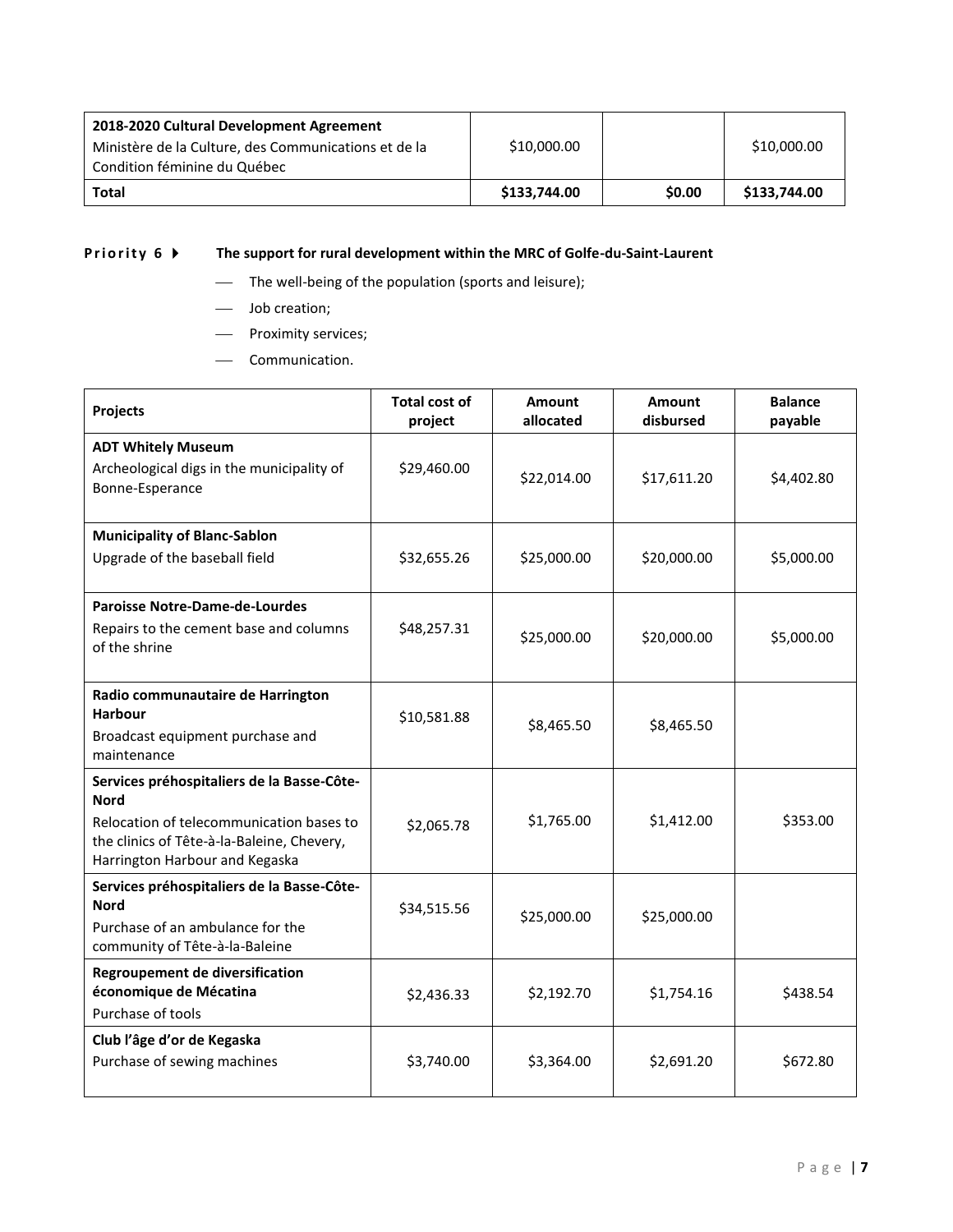| **2018-2020 Cultural Development Agreement**<br>Ministère de la Culture, des Communications et de la Condition féminine du Québec | $10,000.00 | | $10,000.00 |
|---|---|---|---|
| **Total** | **$133,744.00** | **$0.00** | **$133,744.00** |

**Priority 6 ▶ The support for rural development within the MRC of Golfe-du-Saint-Laurent**

- The well-being of the population (sports and leisure);
- Job creation;
- Proximity services;
- Communication.

| Projects | Total cost of project | Amount allocated | Amount disbursed | Balance payable |
|---|---|---|---|---|
| **ADT Whitely Museum**<br>Archeological digs in the municipality of Bonne-Esperance | $29,460.00 | $22,014.00 | $17,611.20 | $4,402.80 |
| **Municipality of Blanc-Sablon**<br>Upgrade of the baseball field | $32,655.26 | $25,000.00 | $20,000.00 | $5,000.00 |
| **Paroisse Notre-Dame-de-Lourdes**<br>Repairs to the cement base and columns of the shrine | $48,257.31 | $25,000.00 | $20,000.00 | $5,000.00 |
| **Radio communautaire de Harrington Harbour**<br>Broadcast equipment purchase and maintenance | $10,581.88 | $8,465.50 | $8,465.50 | |
| **Services préhospitaliers de la Basse-Côte-Nord**<br>Relocation of telecommunication bases to the clinics of Tête-à-la-Baleine, Chevery, Harrington Harbour and Kegaska | $2,065.78 | $1,765.00 | $1,412.00 | $353.00 |
| **Services préhospitaliers de la Basse-Côte-Nord**<br>Purchase of an ambulance for the community of Tête-à-la-Baleine | $34,515.56 | $25,000.00 | $25,000.00 | |
| **Regroupement de diversification économique de Mécatina**<br>Purchase of tools | $2,436.33 | $2,192.70 | $1,754.16 | $438.54 |
| **Club l'âge d'or de Kegaska**<br>Purchase of sewing machines | $3,740.00 | $3,364.00 | $2,691.20 | $672.80 |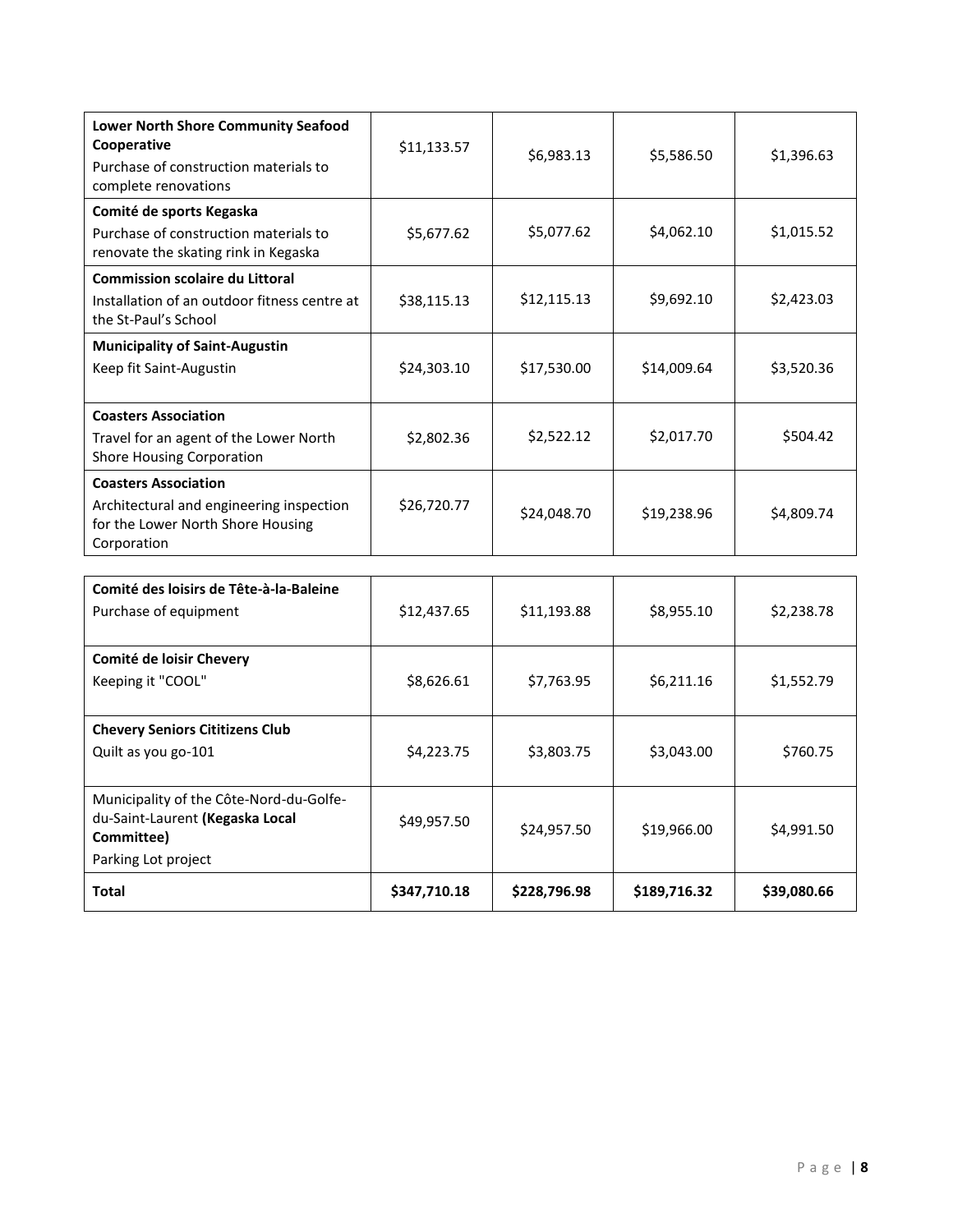| | | | | |
|---|---|---|---|---|
| **Lower North Shore Community Seafood Cooperative**<br>Purchase of construction materials to complete renovations | $11,133.57 | $6,983.13 | $5,586.50 | $1,396.63 |
| **Comité de sports Kegaska**<br>Purchase of construction materials to renovate the skating rink in Kegaska | $5,677.62 | $5,077.62 | $4,062.10 | $1,015.52 |
| **Commission scolaire du Littoral**<br>Installation of an outdoor fitness centre at the St-Paul's School | $38,115.13 | $12,115.13 | $9,692.10 | $2,423.03 |
| **Municipality of Saint-Augustin**<br>Keep fit Saint-Augustin | $24,303.10 | $17,530.00 | $14,009.64 | $3,520.36 |
| **Coasters Association**<br>Travel for an agent of the Lower North Shore Housing Corporation | $2,802.36 | $2,522.12 | $2,017.70 | $504.42 |
| **Coasters Association**<br>Architectural and engineering inspection for the Lower North Shore Housing Corporation | $26,720.77 | $24,048.70 | $19,238.96 | $4,809.74 |
| **Comité des loisirs de Tête-à-la-Baleine**<br>Purchase of equipment | $12,437.65 | $11,193.88 | $8,955.10 | $2,238.78 |
| **Comité de loisir Chevery**<br>Keeping it "COOL" | $8,626.61 | $7,763.95 | $6,211.16 | $1,552.79 |
| **Chevery Seniors Cititizens Club**<br>Quilt as you go-101 | $4,223.75 | $3,803.75 | $3,043.00 | $760.75 |
| Municipality of the Côte-Nord-du-Golfe-du-Saint-Laurent **(Kegaska Local Committee)**<br>Parking Lot project | $49,957.50 | $24,957.50 | $19,966.00 | $4,991.50 |
| **Total** | **$347,710.18** | **$228,796.98** | **$189,716.32** | **$39,080.66** |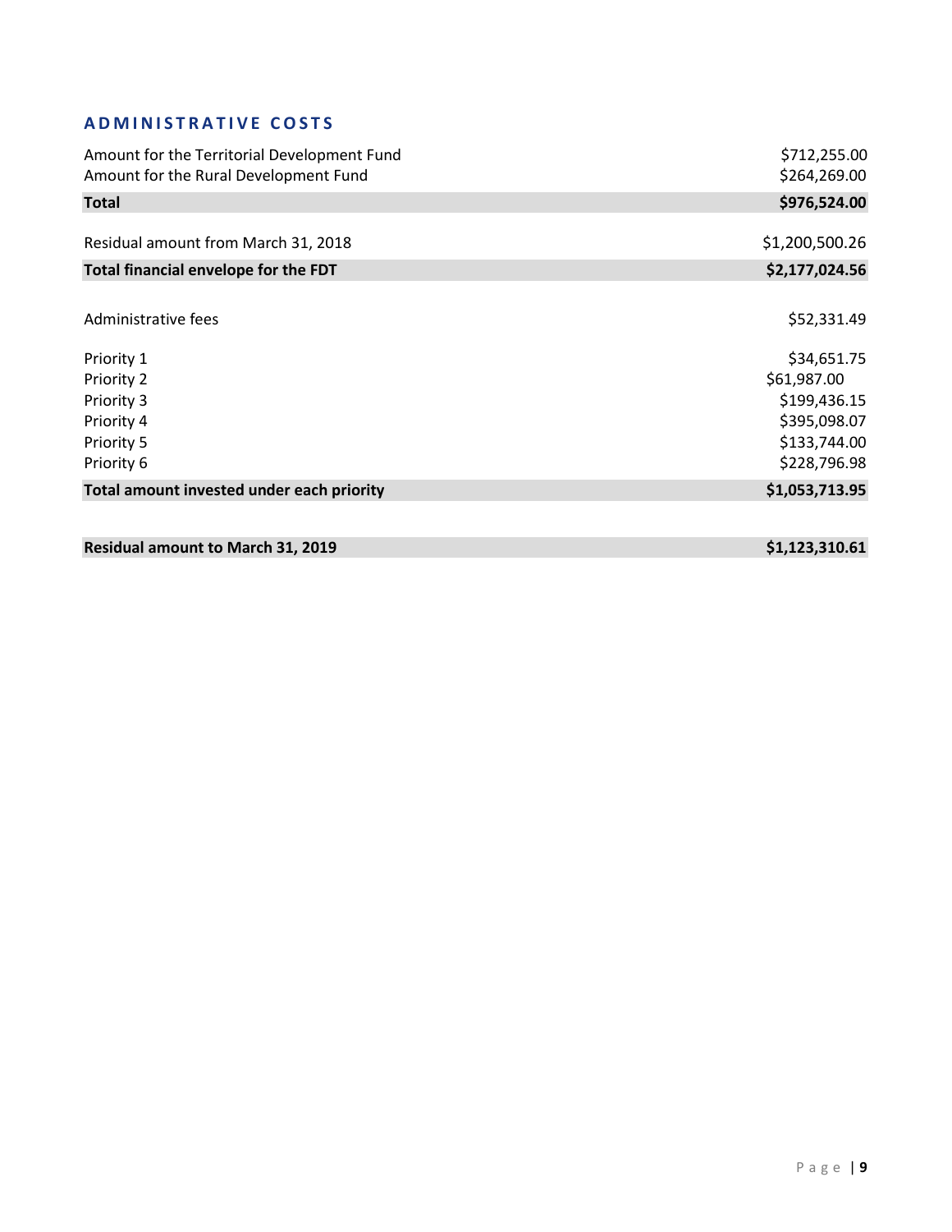## ADMINISTRATIVE COSTS

| | |
|---|---|
| Amount for the Territorial Development Fund | $712,255.00 |
| Amount for the Rural Development Fund | $264,269.00 |
| **Total** | **$976,524.00** |
| Residual amount from March 31, 2018 | $1,200,500.26 |
| **Total financial envelope for the FDT** | **$2,177,024.56** |
| Administrative fees | $52,331.49 |
| Priority 1 | $34,651.75 |
| Priority 2 | $61,987.00 |
| Priority 3 | $199,436.15 |
| Priority 4 | $395,098.07 |
| Priority 5 | $133,744.00 |
| Priority 6 | $228,796.98 |
| **Total amount invested under each priority** | **$1,053,713.95** |
| **Residual amount to March 31, 2019** | **$1,123,310.61** |